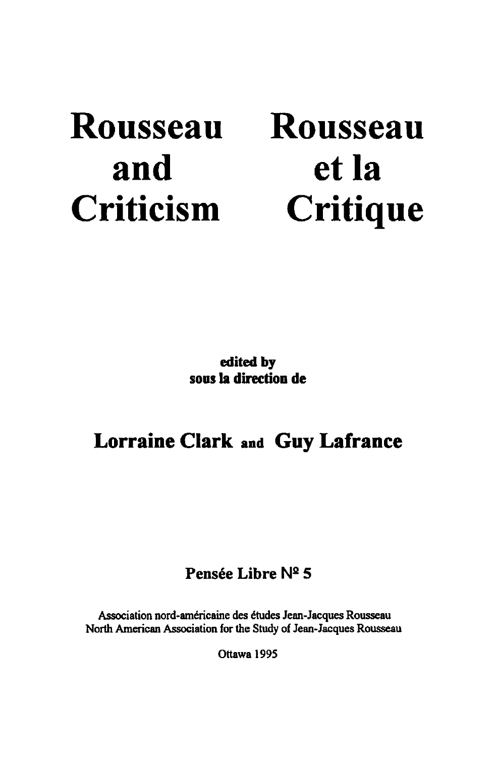# Rousseau and Criticism

# Rousseau et la Critique

edited by
sous la direction de

**Lorraine Clark** and **Guy Lafrance**

Pensée Libre Nº 5

Association nord-américaine des études Jean-Jacques Rousseau
North American Association for the Study of Jean-Jacques Rousseau

Ottawa 1995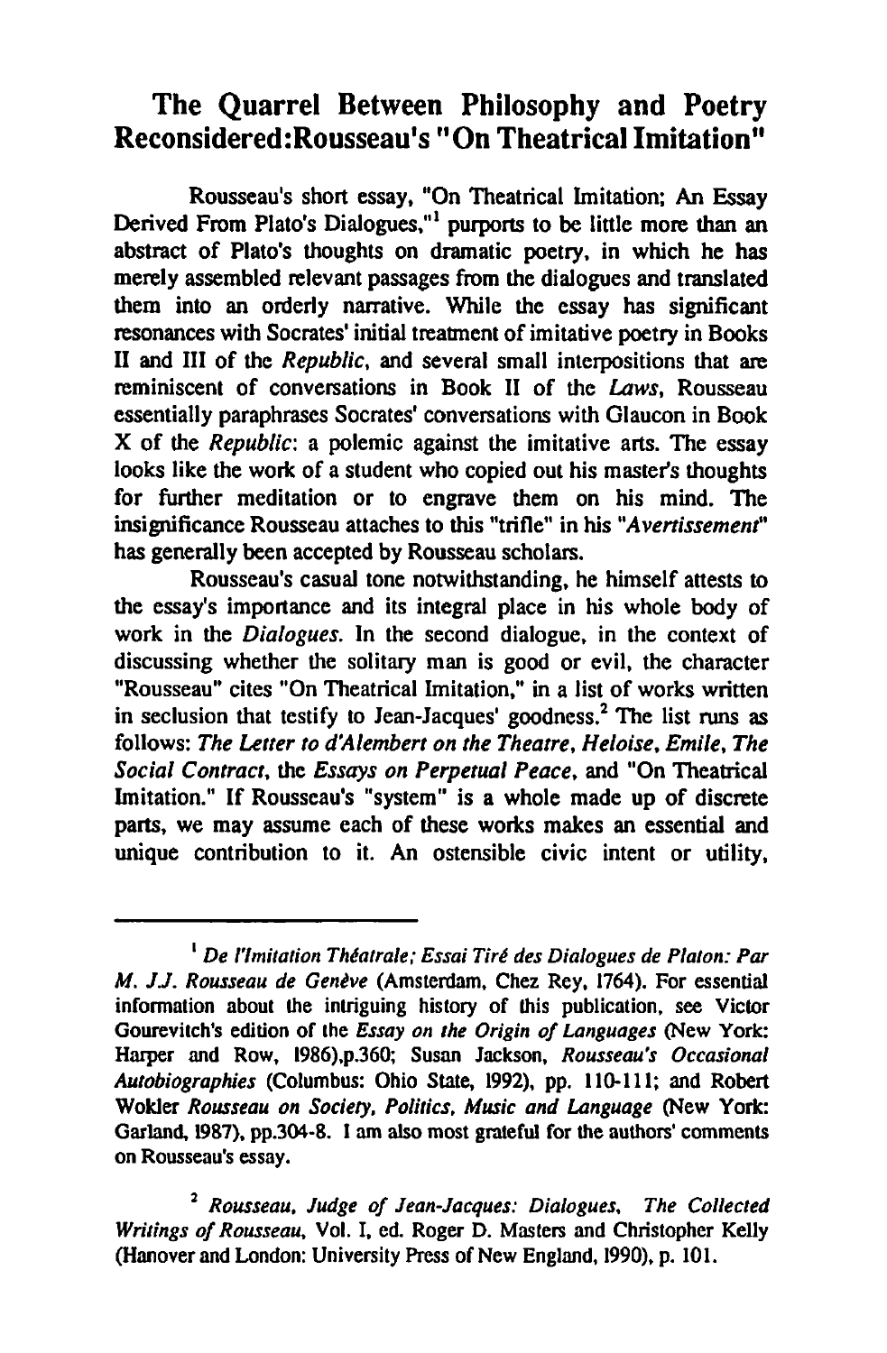## The Quarrel Between Philosophy and Poetry Reconsidered: Rousseau's "On Theatrical Imitation"

Rousseau's short essay, "On Theatrical Imitation; An Essay Derived From Plato's Dialogues,"[1] purports to be little more than an abstract of Plato's thoughts on dramatic poetry, in which he has merely assembled relevant passages from the dialogues and translated them into an orderly narrative. While the essay has significant resonances with Socrates' initial treatment of imitative poetry in Books II and III of the *Republic*, and several small interpositions that are reminiscent of conversations in Book II of the *Laws*, Rousseau essentially paraphrases Socrates' conversations with Glaucon in Book X of the *Republic*: a polemic against the imitative arts. The essay looks like the work of a student who copied out his master's thoughts for further meditation or to engrave them on his mind. The insignificance Rousseau attaches to this "trifle" in his "*Avertissement*" has generally been accepted by Rousseau scholars.

Rousseau's casual tone notwithstanding, he himself attests to the essay's importance and its integral place in his whole body of work in the *Dialogues*. In the second dialogue, in the context of discussing whether the solitary man is good or evil, the character "Rousseau" cites "On Theatrical Imitation," in a list of works written in seclusion that testify to Jean-Jacques' goodness.[2] The list runs as follows: *The Letter to d'Alembert on the Theatre*, *Heloise*, *Emile*, *The Social Contract*, the *Essays on Perpetual Peace*, and "On Theatrical Imitation." If Rousseau's "system" is a whole made up of discrete parts, we may assume each of these works makes an essential and unique contribution to it. An ostensible civic intent or utility,

---

[1] *De l'Imitation Théatrale; Essai Tiré des Dialogues de Platon: Par M. J.J. Rousseau de Genève* (Amsterdam, Chez Rey, 1764). For essential information about the intriguing history of this publication, see Victor Gourevitch's edition of the *Essay on the Origin of Languages* (New York: Harper and Row, 1986),p.360; Susan Jackson, *Rousseau's Occasional Autobiographies* (Columbus: Ohio State, 1992), pp. 110-111; and Robert Wokler *Rousseau on Society, Politics, Music and Language* (New York: Garland, 1987), pp.304-8. I am also most grateful for the authors' comments on Rousseau's essay.

[2] *Rousseau, Judge of Jean-Jacques: Dialogues, The Collected Writings of Rousseau*, Vol. I, ed. Roger D. Masters and Christopher Kelly (Hanover and London: University Press of New England, 1990), p. 101.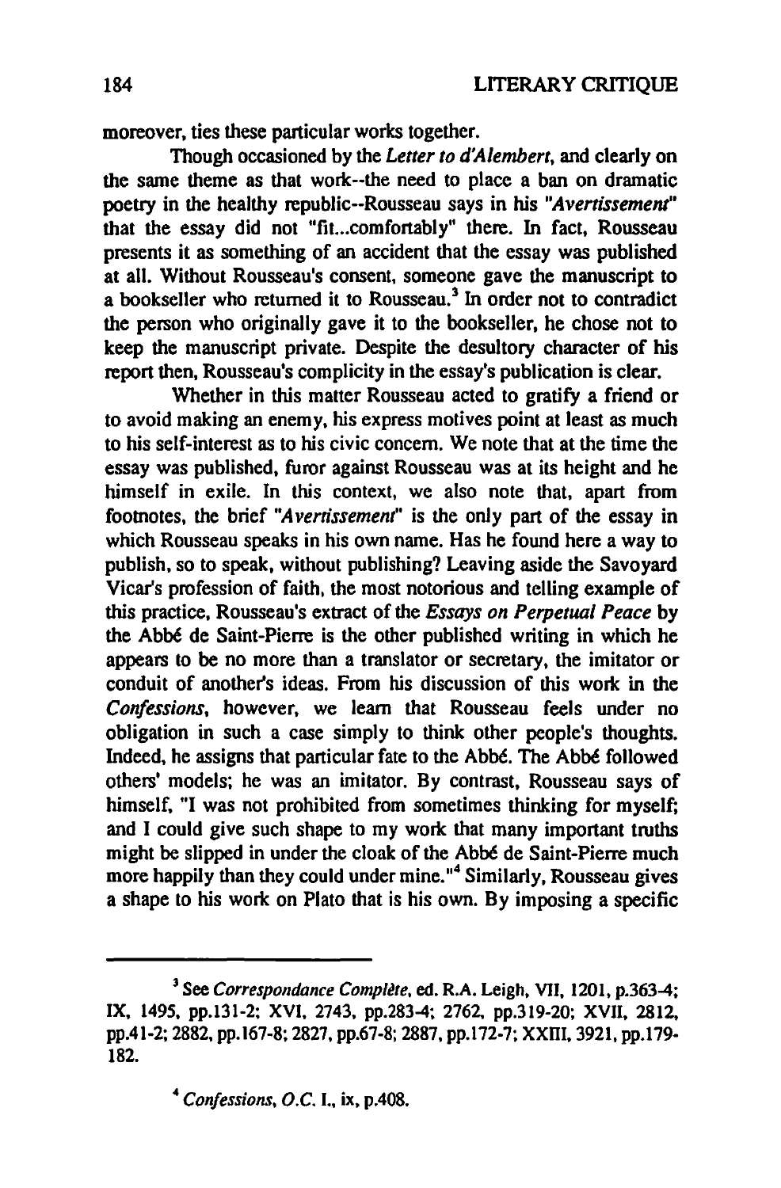moreover, ties these particular works together.

Though occasioned by the *Letter to d'Alembert*, and clearly on the same theme as that work--the need to place a ban on dramatic poetry in the healthy republic--Rousseau says in his "*Avertissement*" that the essay did not "fit...comfortably" there. In fact, Rousseau presents it as something of an accident that the essay was published at all. Without Rousseau's consent, someone gave the manuscript to a bookseller who returned it to Rousseau.[3] In order not to contradict the person who originally gave it to the bookseller, he chose not to keep the manuscript private. Despite the desultory character of his report then, Rousseau's complicity in the essay's publication is clear.

Whether in this matter Rousseau acted to gratify a friend or to avoid making an enemy, his express motives point at least as much to his self-interest as to his civic concern. We note that at the time the essay was published, furor against Rousseau was at its height and he himself in exile. In this context, we also note that, apart from footnotes, the brief "*Avertissement*" is the only part of the essay in which Rousseau speaks in his own name. Has he found here a way to publish, so to speak, without publishing? Leaving aside the Savoyard Vicar's profession of faith, the most notorious and telling example of this practice, Rousseau's extract of the *Essays on Perpetual Peace* by the Abbé de Saint-Pierre is the other published writing in which he appears to be no more than a translator or secretary, the imitator or conduit of another's ideas. From his discussion of this work in the *Confessions*, however, we learn that Rousseau feels under no obligation in such a case simply to think other people's thoughts. Indeed, he assigns that particular fate to the Abbé. The Abbé followed others' models; he was an imitator. By contrast, Rousseau says of himself, "I was not prohibited from sometimes thinking for myself; and I could give such shape to my work that many important truths might be slipped in under the cloak of the Abbé de Saint-Pierre much more happily than they could under mine."[4] Similarly, Rousseau gives a shape to his work on Plato that is his own. By imposing a specific

---

[3] See *Correspondance Complète*, ed. R.A. Leigh, VII, 1201, p.363-4; IX, 1495, pp.131-2; XVI, 2743, pp.283-4; 2762, pp.319-20; XVII, 2812, pp.41-2; 2882, pp.167-8; 2827, pp.67-8; 2887, pp.172-7; XXIII, 3921, pp.179-182.

[4] *Confessions*, *O.C.* I., ix, p.408.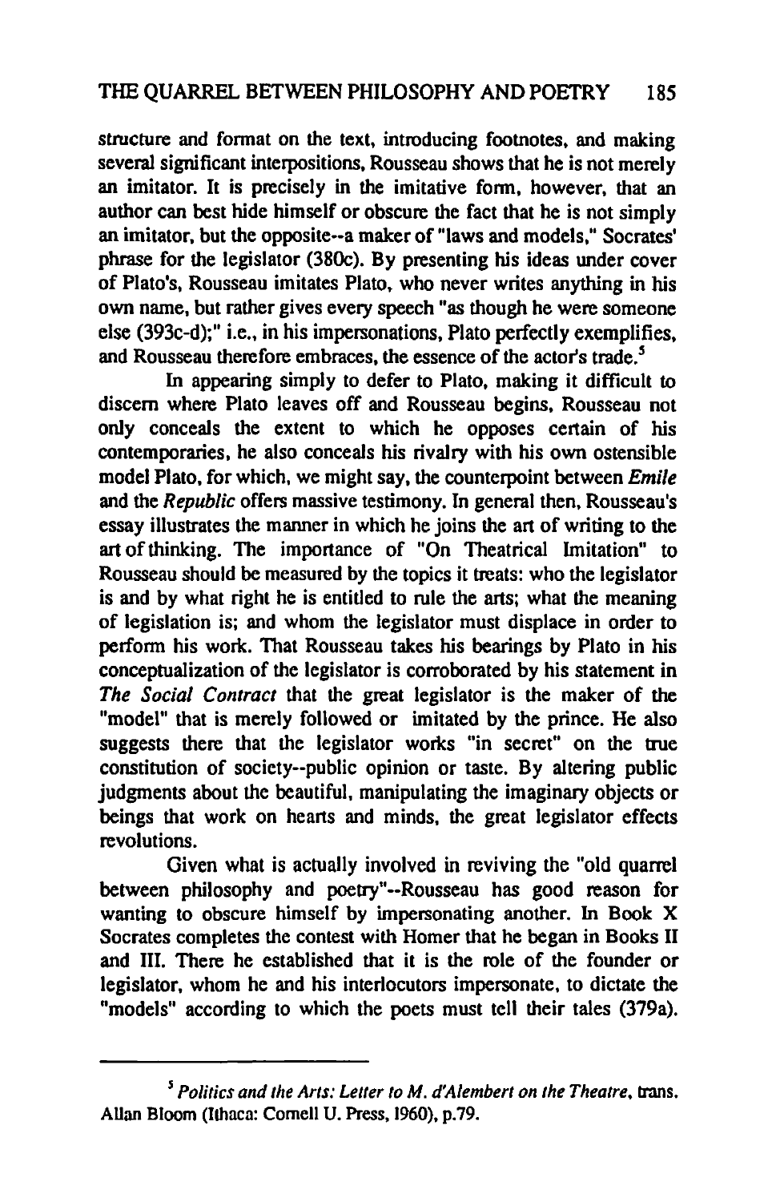structure and format on the text, introducing footnotes, and making several significant interpositions, Rousseau shows that he is not merely an imitator. It is precisely in the imitative form, however, that an author can best hide himself or obscure the fact that he is not simply an imitator, but the opposite--a maker of "laws and models," Socrates' phrase for the legislator (380c). By presenting his ideas under cover of Plato's, Rousseau imitates Plato, who never writes anything in his own name, but rather gives every speech "as though he were someone else (393c-d);" i.e., in his impersonations, Plato perfectly exemplifies, and Rousseau therefore embraces, the essence of the actor's trade.[5]

In appearing simply to defer to Plato, making it difficult to discern where Plato leaves off and Rousseau begins, Rousseau not only conceals the extent to which he opposes certain of his contemporaries, he also conceals his rivalry with his own ostensible model Plato, for which, we might say, the counterpoint between *Emile* and the *Republic* offers massive testimony. In general then, Rousseau's essay illustrates the manner in which he joins the art of writing to the art of thinking. The importance of "On Theatrical Imitation" to Rousseau should be measured by the topics it treats: who the legislator is and by what right he is entitled to rule the arts; what the meaning of legislation is; and whom the legislator must displace in order to perform his work. That Rousseau takes his bearings by Plato in his conceptualization of the legislator is corroborated by his statement in *The Social Contract* that the great legislator is the maker of the "model" that is merely followed or imitated by the prince. He also suggests there that the legislator works "in secret" on the true constitution of society--public opinion or taste. By altering public judgments about the beautiful, manipulating the imaginary objects or beings that work on hearts and minds, the great legislator effects revolutions.

Given what is actually involved in reviving the "old quarrel between philosophy and poetry"--Rousseau has good reason for wanting to obscure himself by impersonating another. In Book X Socrates completes the contest with Homer that he began in Books II and III. There he established that it is the role of the founder or legislator, whom he and his interlocutors impersonate, to dictate the "models" according to which the poets must tell their tales (379a).

---

[5] *Politics and the Arts: Letter to M. d'Alembert on the Theatre*, trans. Allan Bloom (Ithaca: Cornell U. Press, 1960), p.79.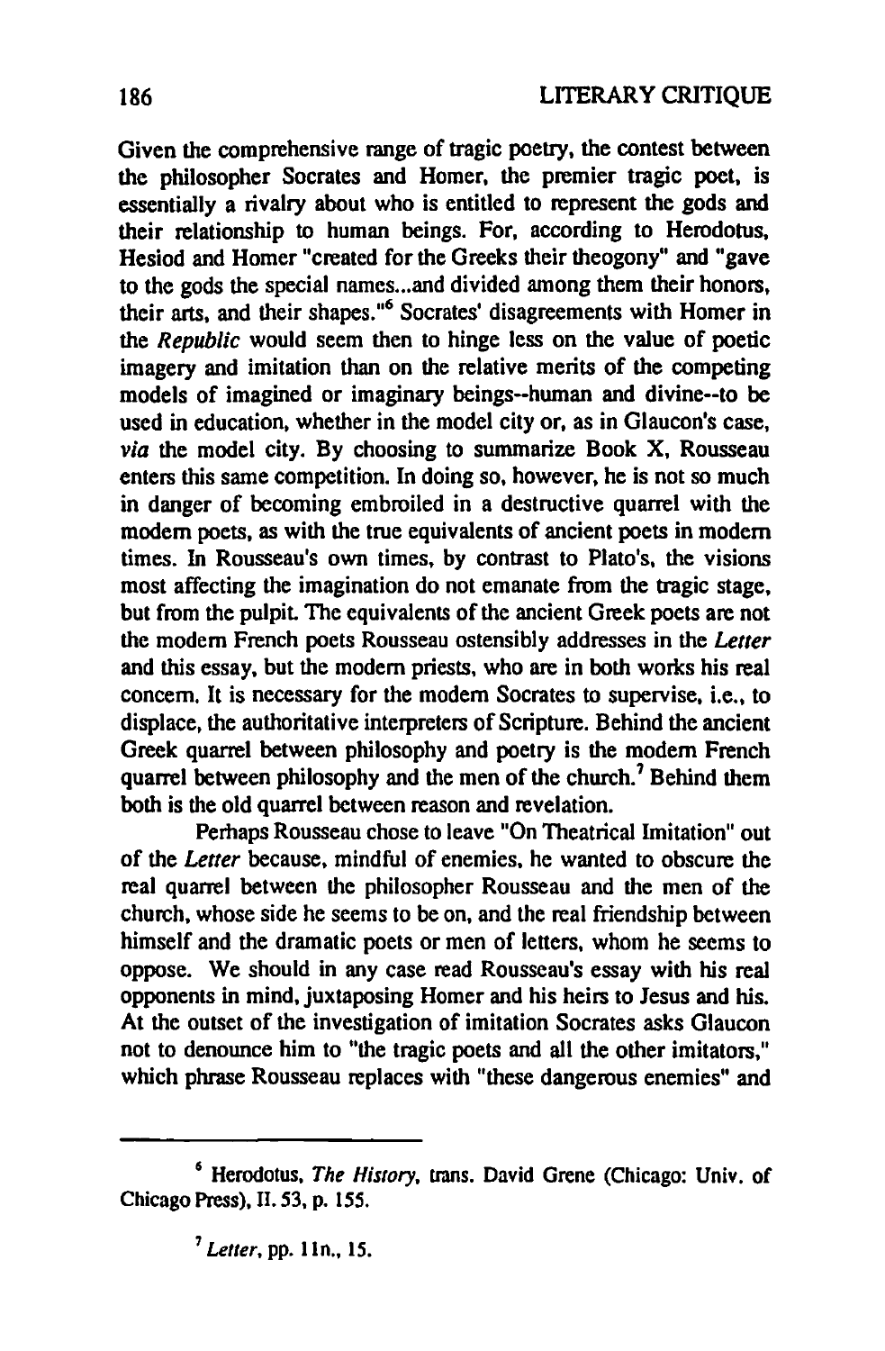Given the comprehensive range of tragic poetry, the contest between the philosopher Socrates and Homer, the premier tragic poet, is essentially a rivalry about who is entitled to represent the gods and their relationship to human beings. For, according to Herodotus, Hesiod and Homer "created for the Greeks their theogony" and "gave to the gods the special names...and divided among them their honors, their arts, and their shapes."[6] Socrates' disagreements with Homer in the *Republic* would seem then to hinge less on the value of poetic imagery and imitation than on the relative merits of the competing models of imagined or imaginary beings--human and divine--to be used in education, whether in the model city or, as in Glaucon's case, *via* the model city. By choosing to summarize Book X, Rousseau enters this same competition. In doing so, however, he is not so much in danger of becoming embroiled in a destructive quarrel with the modern poets, as with the true equivalents of ancient poets in modern times. In Rousseau's own times, by contrast to Plato's, the visions most affecting the imagination do not emanate from the tragic stage, but from the pulpit. The equivalents of the ancient Greek poets are not the modern French poets Rousseau ostensibly addresses in the *Letter* and this essay, but the modern priests, who are in both works his real concern. It is necessary for the modern Socrates to supervise, i.e., to displace, the authoritative interpreters of Scripture. Behind the ancient Greek quarrel between philosophy and poetry is the modern French quarrel between philosophy and the men of the church.[7] Behind them both is the old quarrel between reason and revelation.

Perhaps Rousseau chose to leave "On Theatrical Imitation" out of the *Letter* because, mindful of enemies, he wanted to obscure the real quarrel between the philosopher Rousseau and the men of the church, whose side he seems to be on, and the real friendship between himself and the dramatic poets or men of letters, whom he seems to oppose. We should in any case read Rousseau's essay with his real opponents in mind, juxtaposing Homer and his heirs to Jesus and his. At the outset of the investigation of imitation Socrates asks Glaucon not to denounce him to "the tragic poets and all the other imitators," which phrase Rousseau replaces with "these dangerous enemies" and

---

[6] Herodotus, *The History*, trans. David Grene (Chicago: Univ. of Chicago Press), II. 53, p. 155.

[7] *Letter*, pp. 11n., 15.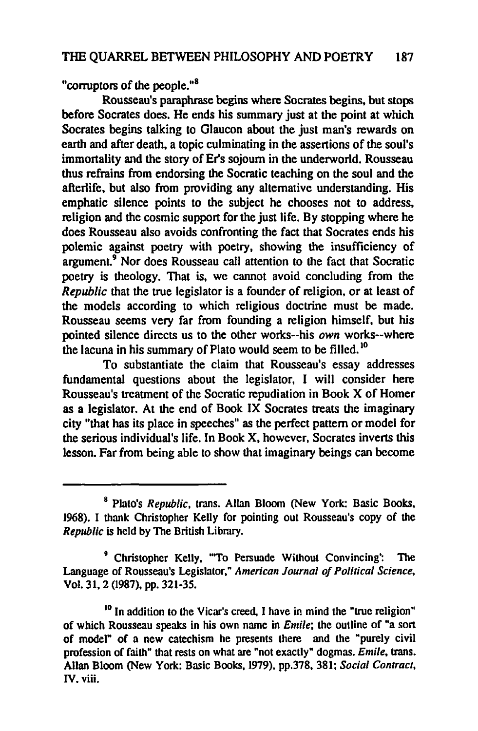"corruptors of the people."[8]

Rousseau's paraphrase begins where Socrates begins, but stops before Socrates does. He ends his summary just at the point at which Socrates begins talking to Glaucon about the just man's rewards on earth and after death, a topic culminating in the assertions of the soul's immortality and the story of Er's sojourn in the underworld. Rousseau thus refrains from endorsing the Socratic teaching on the soul and the afterlife, but also from providing any alternative understanding. His emphatic silence points to the subject he chooses not to address, religion and the cosmic support for the just life. By stopping where he does Rousseau also avoids confronting the fact that Socrates ends his polemic against poetry with poetry, showing the insufficiency of argument.[9] Nor does Rousseau call attention to the fact that Socratic poetry is theology. That is, we cannot avoid concluding from the *Republic* that the true legislator is a founder of religion, or at least of the models according to which religious doctrine must be made. Rousseau seems very far from founding a religion himself, but his pointed silence directs us to the other works--his *own* works--where the lacuna in his summary of Plato would seem to be filled.[10]

To substantiate the claim that Rousseau's essay addresses fundamental questions about the legislator, I will consider here Rousseau's treatment of the Socratic repudiation in Book X of Homer as a legislator. At the end of Book IX Socrates treats the imaginary city "that has its place in speeches" as the perfect pattern or model for the serious individual's life. In Book X, however, Socrates inverts this lesson. Far from being able to show that imaginary beings can become

---

[8] Plato's *Republic*, trans. Allan Bloom (New York: Basic Books, 1968). I thank Christopher Kelly for pointing out Rousseau's copy of the *Republic* is held by The British Library.

[9] Christopher Kelly, "'To Persuade Without Convincing': The Language of Rousseau's Legislator," *American Journal of Political Science*, Vol. 31, 2 (1987), pp. 321-35.

[10] In addition to the Vicar's creed, I have in mind the "true religion" of which Rousseau speaks in his own name in *Emile*; the outline of "a sort of model" of a new catechism he presents there and the "purely civil profession of faith" that rests on what are "not exactly" dogmas. *Emile*, trans. Allan Bloom (New York: Basic Books, 1979), pp.378, 381; *Social Contract*, IV. viii.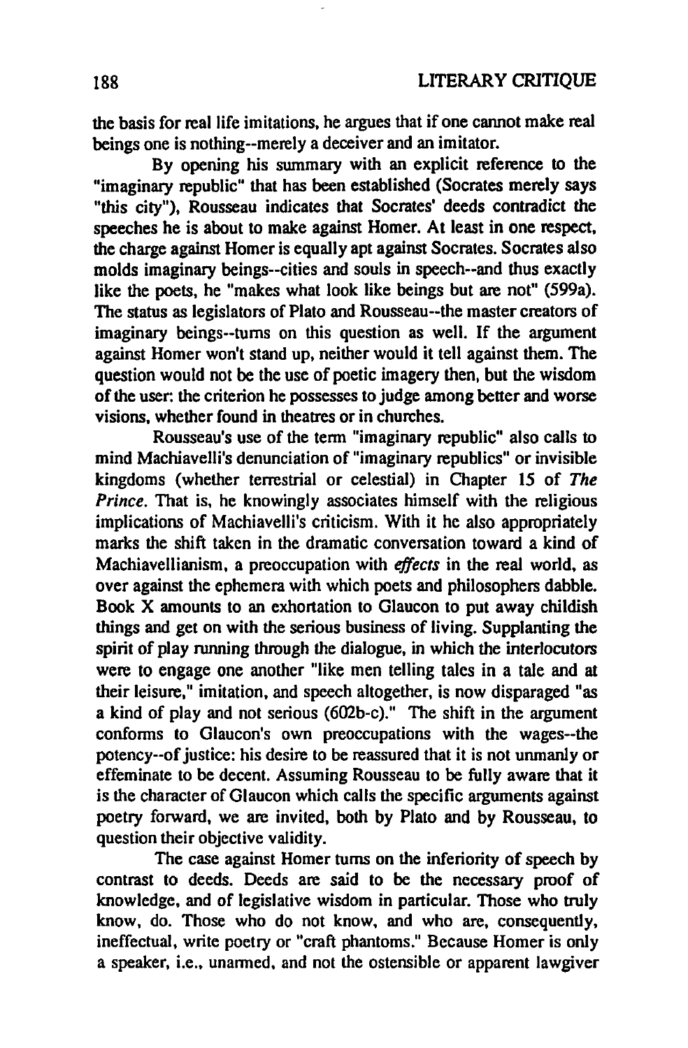the basis for real life imitations, he argues that if one cannot make real beings one is nothing--merely a deceiver and an imitator.

By opening his summary with an explicit reference to the "imaginary republic" that has been established (Socrates merely says "this city"), Rousseau indicates that Socrates' deeds contradict the speeches he is about to make against Homer. At least in one respect, the charge against Homer is equally apt against Socrates. Socrates also molds imaginary beings--cities and souls in speech--and thus exactly like the poets, he "makes what look like beings but are not" (599a). The status as legislators of Plato and Rousseau--the master creators of imaginary beings--turns on this question as well. If the argument against Homer won't stand up, neither would it tell against them. The question would not be the use of poetic imagery then, but the wisdom of the user: the criterion he possesses to judge among better and worse visions, whether found in theatres or in churches.

Rousseau's use of the term "imaginary republic" also calls to mind Machiavelli's denunciation of "imaginary republics" or invisible kingdoms (whether terrestrial or celestial) in Chapter 15 of *The Prince*. That is, he knowingly associates himself with the religious implications of Machiavelli's criticism. With it he also appropriately marks the shift taken in the dramatic conversation toward a kind of Machiavellianism, a preoccupation with *effects* in the real world, as over against the ephemera with which poets and philosophers dabble. Book X amounts to an exhortation to Glaucon to put away childish things and get on with the serious business of living. Supplanting the spirit of play running through the dialogue, in which the interlocutors were to engage one another "like men telling tales in a tale and at their leisure," imitation, and speech altogether, is now disparaged "as a kind of play and not serious (602b-c)." The shift in the argument conforms to Glaucon's own preoccupations with the wages--the potency--of justice: his desire to be reassured that it is not unmanly or effeminate to be decent. Assuming Rousseau to be fully aware that it is the character of Glaucon which calls the specific arguments against poetry forward, we are invited, both by Plato and by Rousseau, to question their objective validity.

The case against Homer turns on the inferiority of speech by contrast to deeds. Deeds are said to be the necessary proof of knowledge, and of legislative wisdom in particular. Those who truly know, do. Those who do not know, and who are, consequently, ineffectual, write poetry or "craft phantoms." Because Homer is only a speaker, i.e., unarmed, and not the ostensible or apparent lawgiver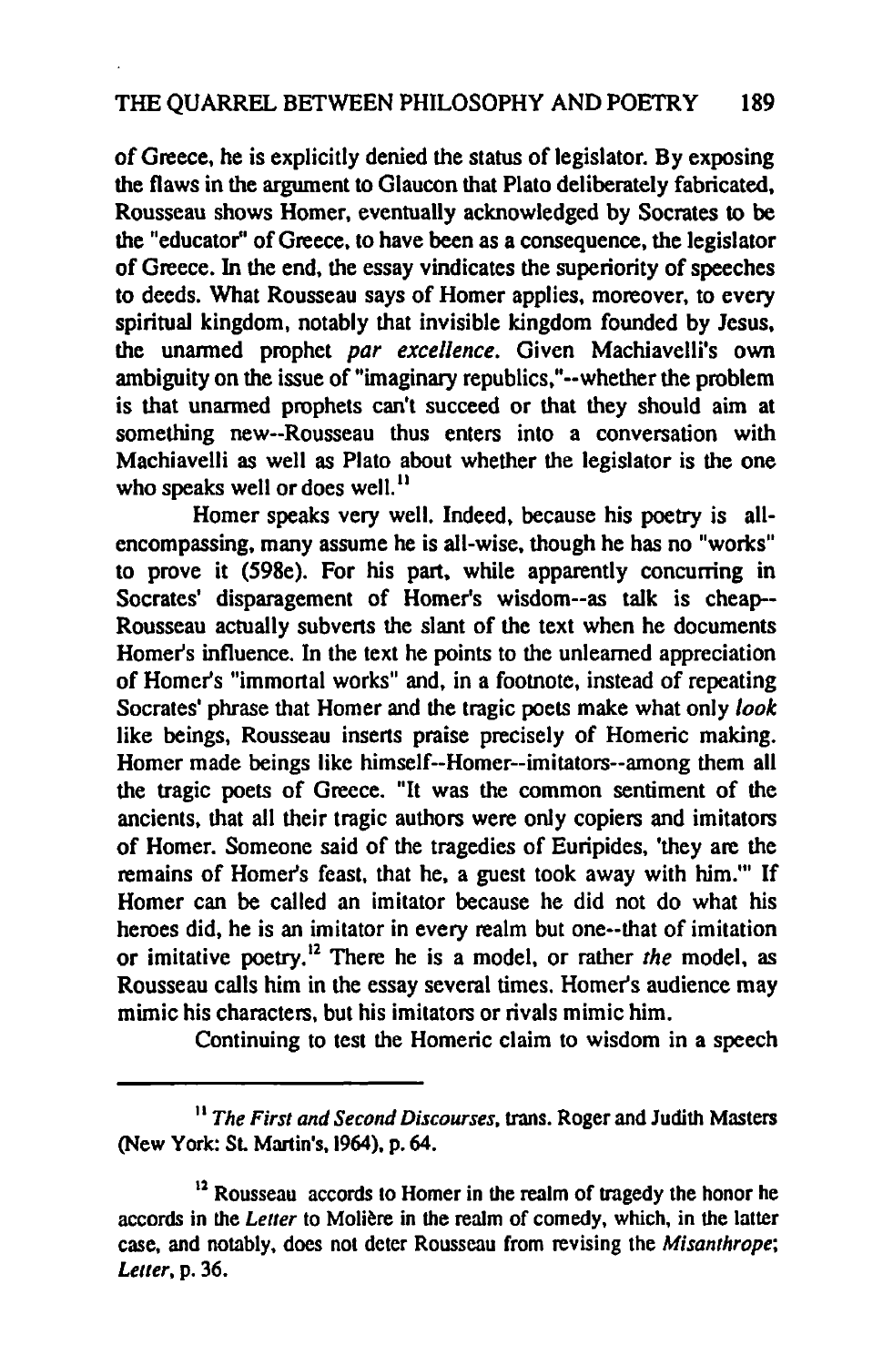of Greece, he is explicitly denied the status of legislator. By exposing the flaws in the argument to Glaucon that Plato deliberately fabricated, Rousseau shows Homer, eventually acknowledged by Socrates to be the "educator" of Greece, to have been as a consequence, the legislator of Greece. In the end, the essay vindicates the superiority of speeches to deeds. What Rousseau says of Homer applies, moreover, to every spiritual kingdom, notably that invisible kingdom founded by Jesus, the unarmed prophet *par excellence*. Given Machiavelli's own ambiguity on the issue of "imaginary republics,"--whether the problem is that unarmed prophets can't succeed or that they should aim at something new--Rousseau thus enters into a conversation with Machiavelli as well as Plato about whether the legislator is the one who speaks well or does well.[11]

Homer speaks very well. Indeed, because his poetry is all-encompassing, many assume he is all-wise, though he has no "works" to prove it (598e). For his part, while apparently concurring in Socrates' disparagement of Homer's wisdom--as talk is cheap--Rousseau actually subverts the slant of the text when he documents Homer's influence. In the text he points to the unlearned appreciation of Homer's "immortal works" and, in a footnote, instead of repeating Socrates' phrase that Homer and the tragic poets make what only *look* like beings, Rousseau inserts praise precisely of Homeric making. Homer made beings like himself--Homer--imitators--among them all the tragic poets of Greece. "It was the common sentiment of the ancients, that all their tragic authors were only copiers and imitators of Homer. Someone said of the tragedies of Euripides, 'they are the remains of Homer's feast, that he, a guest took away with him.'" If Homer can be called an imitator because he did not do what his heroes did, he is an imitator in every realm but one--that of imitation or imitative poetry.[12] There he is a model, or rather *the* model, as Rousseau calls him in the essay several times. Homer's audience may mimic his characters, but his imitators or rivals mimic him.

Continuing to test the Homeric claim to wisdom in a speech

---

[11] *The First and Second Discourses*, trans. Roger and Judith Masters (New York: St. Martin's, 1964), p. 64.

[12] Rousseau accords to Homer in the realm of tragedy the honor he accords in the *Letter* to Molière in the realm of comedy, which, in the latter case, and notably, does not deter Rousseau from revising the *Misanthrope*; *Letter*, p. 36.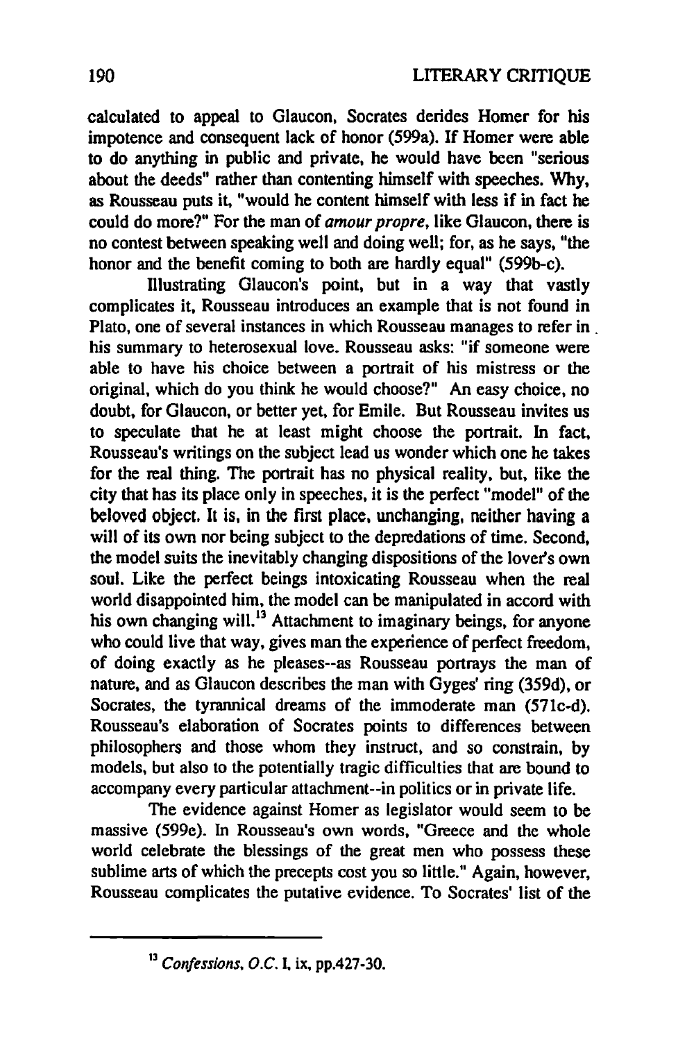calculated to appeal to Glaucon, Socrates derides Homer for his impotence and consequent lack of honor (599a). If Homer were able to do anything in public and private, he would have been "serious about the deeds" rather than contenting himself with speeches. Why, as Rousseau puts it, "would he content himself with less if in fact he could do more?" For the man of *amour propre*, like Glaucon, there is no contest between speaking well and doing well; for, as he says, "the honor and the benefit coming to both are hardly equal" (599b-c).

Illustrating Glaucon's point, but in a way that vastly complicates it, Rousseau introduces an example that is not found in Plato, one of several instances in which Rousseau manages to refer in his summary to heterosexual love. Rousseau asks: "if someone were able to have his choice between a portrait of his mistress or the original, which do you think he would choose?" An easy choice, no doubt, for Glaucon, or better yet, for Emile. But Rousseau invites us to speculate that he at least might choose the portrait. In fact, Rousseau's writings on the subject lead us wonder which one he takes for the real thing. The portrait has no physical reality, but, like the city that has its place only in speeches, it is the perfect "model" of the beloved object. It is, in the first place, unchanging, neither having a will of its own nor being subject to the depredations of time. Second, the model suits the inevitably changing dispositions of the lover's own soul. Like the perfect beings intoxicating Rousseau when the real world disappointed him, the model can be manipulated in accord with his own changing will.[13] Attachment to imaginary beings, for anyone who could live that way, gives man the experience of perfect freedom, of doing exactly as he pleases--as Rousseau portrays the man of nature, and as Glaucon describes the man with Gyges' ring (359d), or Socrates, the tyrannical dreams of the immoderate man (571c-d). Rousseau's elaboration of Socrates points to differences between philosophers and those whom they instruct, and so constrain, by models, but also to the potentially tragic difficulties that are bound to accompany every particular attachment--in politics or in private life.

The evidence against Homer as legislator would seem to be massive (599e). In Rousseau's own words, "Greece and the whole world celebrate the blessings of the great men who possess these sublime arts of which the precepts cost you so little." Again, however, Rousseau complicates the putative evidence. To Socrates' list of the

[13] *Confessions, O.C.* I, ix, pp.427-30.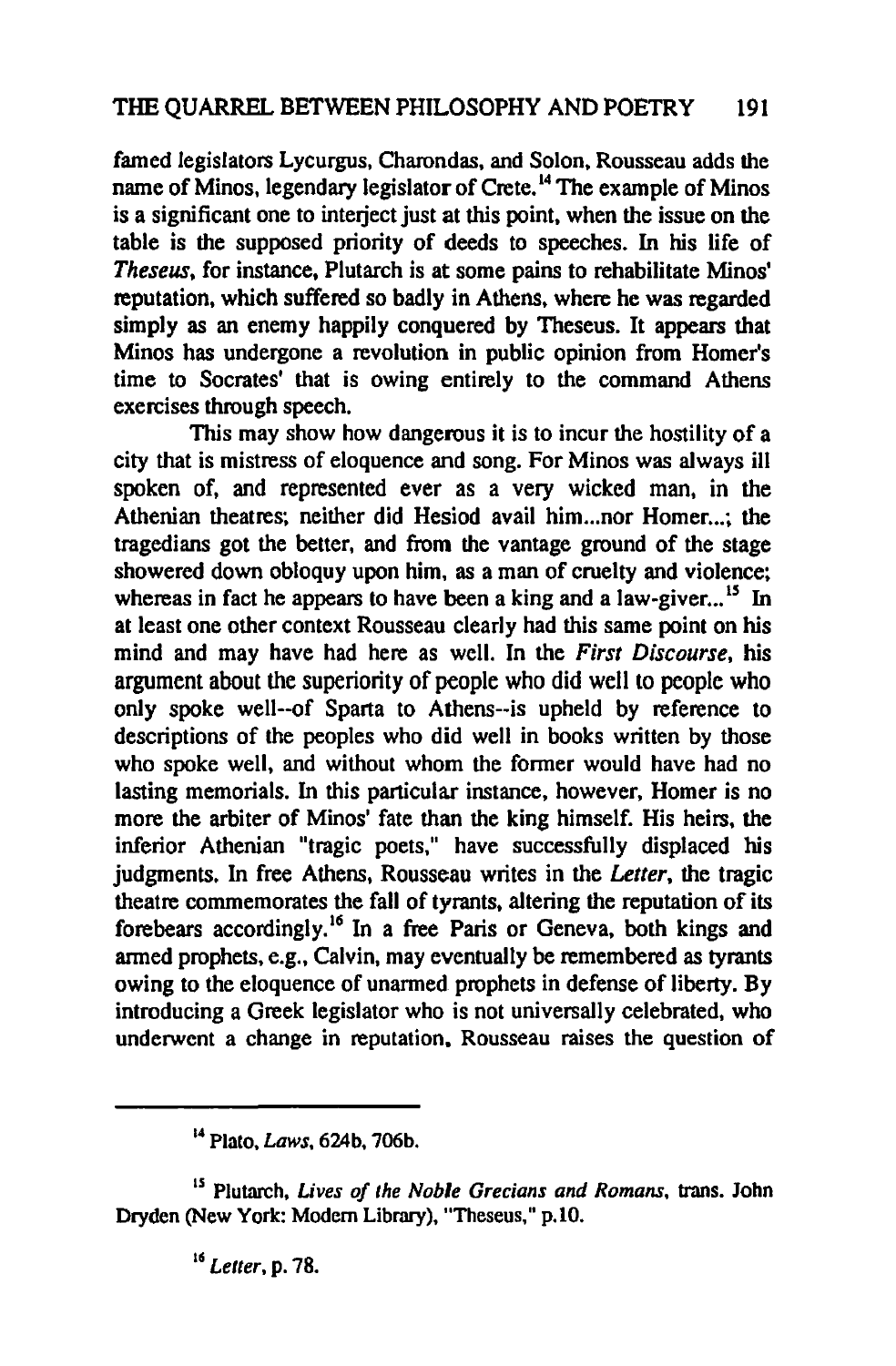famed legislators Lycurgus, Charondas, and Solon, Rousseau adds the name of Minos, legendary legislator of Crete.[14] The example of Minos is a significant one to interject just at this point, when the issue on the table is the supposed priority of deeds to speeches. In his life of *Theseus*, for instance, Plutarch is at some pains to rehabilitate Minos' reputation, which suffered so badly in Athens, where he was regarded simply as an enemy happily conquered by Theseus. It appears that Minos has undergone a revolution in public opinion from Homer's time to Socrates' that is owing entirely to the command Athens exercises through speech.

> This may show how dangerous it is to incur the hostility of a city that is mistress of eloquence and song. For Minos was always ill spoken of, and represented ever as a very wicked man, in the Athenian theatres; neither did Hesiod avail him...nor Homer...; the tragedians got the better, and from the vantage ground of the stage showered down obloquy upon him, as a man of cruelty and violence; whereas in fact he appears to have been a king and a law-giver...[15]

In at least one other context Rousseau clearly had this same point on his mind and may have had here as well. In the *First Discourse*, his argument about the superiority of people who did well to people who only spoke well--of Sparta to Athens--is upheld by reference to descriptions of the peoples who did well in books written by those who spoke well, and without whom the former would have had no lasting memorials. In this particular instance, however, Homer is no more the arbiter of Minos' fate than the king himself. His heirs, the inferior Athenian "tragic poets," have successfully displaced his judgments. In free Athens, Rousseau writes in the *Letter*, the tragic theatre commemorates the fall of tyrants, altering the reputation of its forebears accordingly.[16] In a free Paris or Geneva, both kings and armed prophets, e.g., Calvin, may eventually be remembered as tyrants owing to the eloquence of unarmed prophets in defense of liberty. By introducing a Greek legislator who is not universally celebrated, who underwent a change in reputation, Rousseau raises the question of

---

[14] Plato, *Laws*, 624b, 706b.

[15] Plutarch, *Lives of the Noble Grecians and Romans*, trans. John Dryden (New York: Modern Library), "Theseus," p.10.

[16] *Letter*, p. 78.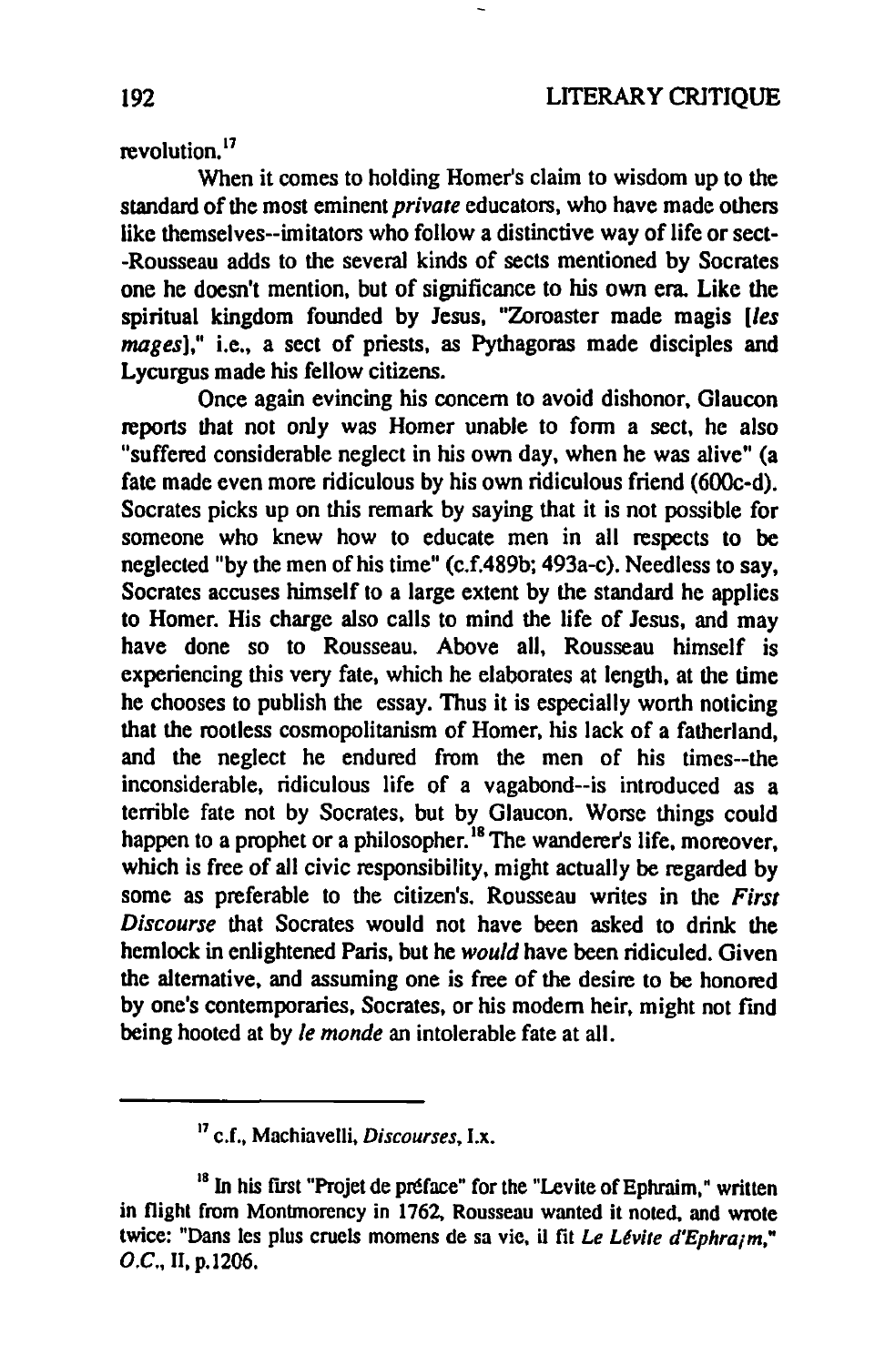revolution.[17]

When it comes to holding Homer's claim to wisdom up to the standard of the most eminent *private* educators, who have made others like themselves--imitators who follow a distinctive way of life or sect--Rousseau adds to the several kinds of sects mentioned by Socrates one he doesn't mention, but of significance to his own era. Like the spiritual kingdom founded by Jesus, "Zoroaster made magis [*les mages*]," i.e., a sect of priests, as Pythagoras made disciples and Lycurgus made his fellow citizens.

Once again evincing his concern to avoid dishonor, Glaucon reports that not only was Homer unable to form a sect, he also "suffered considerable neglect in his own day, when he was alive" (a fate made even more ridiculous by his own ridiculous friend (600c-d). Socrates picks up on this remark by saying that it is not possible for someone who knew how to educate men in all respects to be neglected "by the men of his time" (c.f.489b; 493a-c). Needless to say, Socrates accuses himself to a large extent by the standard he applies to Homer. His charge also calls to mind the life of Jesus, and may have done so to Rousseau. Above all, Rousseau himself is experiencing this very fate, which he elaborates at length, at the time he chooses to publish the essay. Thus it is especially worth noticing that the rootless cosmopolitanism of Homer, his lack of a fatherland, and the neglect he endured from the men of his times--the inconsiderable, ridiculous life of a vagabond--is introduced as a terrible fate not by Socrates, but by Glaucon. Worse things could happen to a prophet or a philosopher.[18] The wanderer's life, moreover, which is free of all civic responsibility, might actually be regarded by some as preferable to the citizen's. Rousseau writes in the *First Discourse* that Socrates would not have been asked to drink the hemlock in enlightened Paris, but he *would* have been ridiculed. Given the alternative, and assuming one is free of the desire to be honored by one's contemporaries, Socrates, or his modern heir, might not find being hooted at by *le monde* an intolerable fate at all.

---

[17] c.f., Machiavelli, *Discourses*, I.x.

[18] In his first "Projet de préface" for the "Levite of Ephraim," written in flight from Montmorency in 1762, Rousseau wanted it noted, and wrote twice: "Dans les plus cruels momens de sa vie, il fit *Le Lévite d'Ephraïm*," *O.C.*, II, p.1206.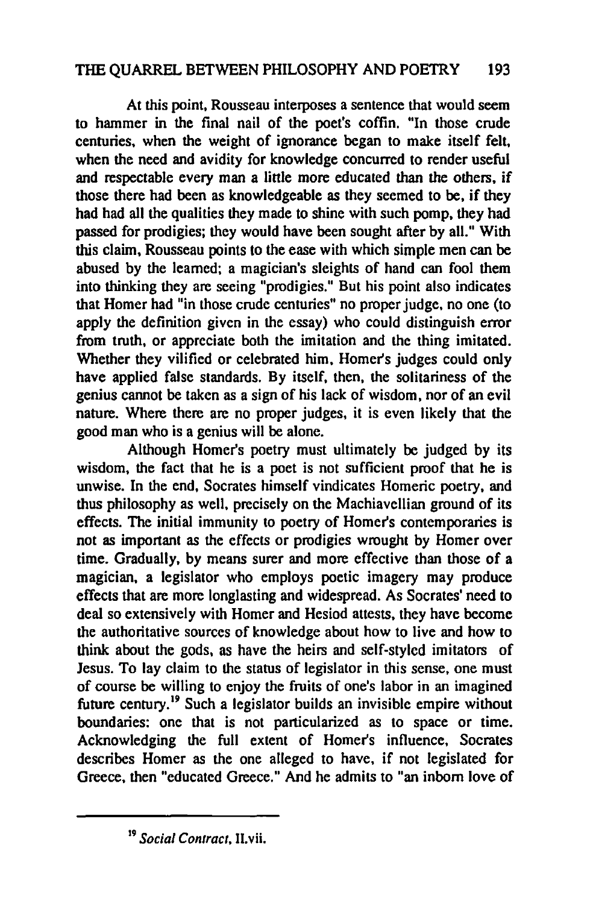At this point, Rousseau interposes a sentence that would seem to hammer in the final nail of the poet's coffin. "In those crude centuries, when the weight of ignorance began to make itself felt, when the need and avidity for knowledge concurred to render useful and respectable every man a little more educated than the others, if those there had been as knowledgeable as they seemed to be, if they had had all the qualities they made to shine with such pomp, they had passed for prodigies; they would have been sought after by all." With this claim, Rousseau points to the ease with which simple men can be abused by the learned; a magician's sleights of hand can fool them into thinking they are seeing "prodigies." But his point also indicates that Homer had "in those crude centuries" no proper judge, no one (to apply the definition given in the essay) who could distinguish error from truth, or appreciate both the imitation and the thing imitated. Whether they vilified or celebrated him, Homer's judges could only have applied false standards. By itself, then, the solitariness of the genius cannot be taken as a sign of his lack of wisdom, nor of an evil nature. Where there are no proper judges, it is even likely that the good man who is a genius will be alone.

Although Homer's poetry must ultimately be judged by its wisdom, the fact that he is a poet is not sufficient proof that he is unwise. In the end, Socrates himself vindicates Homeric poetry, and thus philosophy as well, precisely on the Machiavellian ground of its effects. The initial immunity to poetry of Homer's contemporaries is not as important as the effects or prodigies wrought by Homer over time. Gradually, by means surer and more effective than those of a magician, a legislator who employs poetic imagery may produce effects that are more longlasting and widespread. As Socrates' need to deal so extensively with Homer and Hesiod attests, they have become the authoritative sources of knowledge about how to live and how to think about the gods, as have the heirs and self-styled imitators of Jesus. To lay claim to the status of legislator in this sense, one must of course be willing to enjoy the fruits of one's labor in an imagined future century.[19] Such a legislator builds an invisible empire without boundaries: one that is not particularized as to space or time. Acknowledging the full extent of Homer's influence, Socrates describes Homer as the one alleged to have, if not legislated for Greece, then "educated Greece." And he admits to "an inborn love of

---

[19] *Social Contract*, II.vii.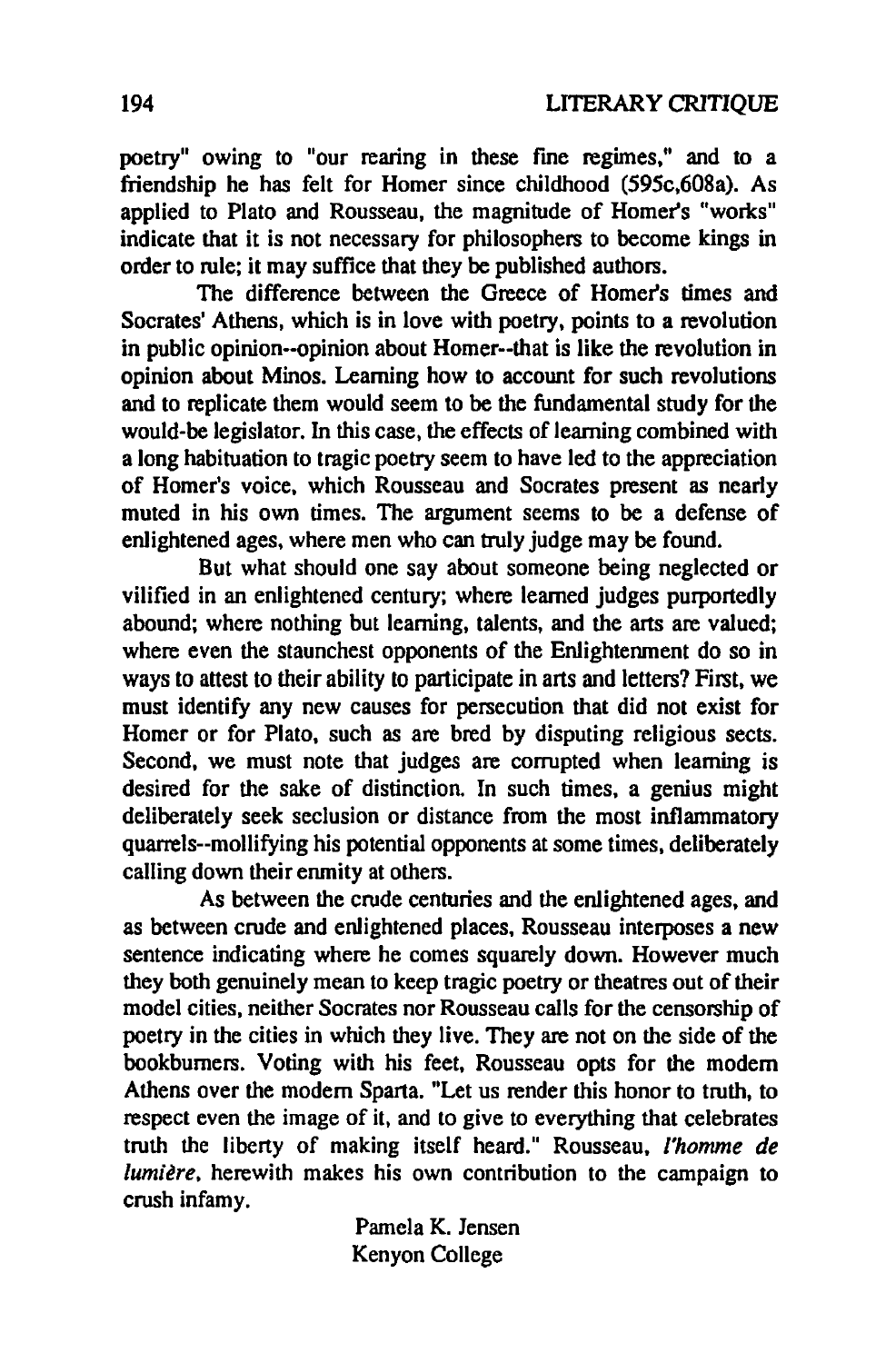poetry" owing to "our rearing in these fine regimes," and to a friendship he has felt for Homer since childhood (595c,608a). As applied to Plato and Rousseau, the magnitude of Homer's "works" indicate that it is not necessary for philosophers to become kings in order to rule; it may suffice that they be published authors.

The difference between the Greece of Homer's times and Socrates' Athens, which is in love with poetry, points to a revolution in public opinion--opinion about Homer--that is like the revolution in opinion about Minos. Learning how to account for such revolutions and to replicate them would seem to be the fundamental study for the would-be legislator. In this case, the effects of learning combined with a long habituation to tragic poetry seem to have led to the appreciation of Homer's voice, which Rousseau and Socrates present as nearly muted in his own times. The argument seems to be a defense of enlightened ages, where men who can truly judge may be found.

But what should one say about someone being neglected or vilified in an enlightened century; where learned judges purportedly abound; where nothing but learning, talents, and the arts are valued; where even the staunchest opponents of the Enlightenment do so in ways to attest to their ability to participate in arts and letters? First, we must identify any new causes for persecution that did not exist for Homer or for Plato, such as are bred by disputing religious sects. Second, we must note that judges are corrupted when learning is desired for the sake of distinction. In such times, a genius might deliberately seek seclusion or distance from the most inflammatory quarrels--mollifying his potential opponents at some times, deliberately calling down their enmity at others.

As between the crude centuries and the enlightened ages, and as between crude and enlightened places, Rousseau interposes a new sentence indicating where he comes squarely down. However much they both genuinely mean to keep tragic poetry or theatres out of their model cities, neither Socrates nor Rousseau calls for the censorship of poetry in the cities in which they live. They are not on the side of the bookburners. Voting with his feet, Rousseau opts for the modern Athens over the modern Sparta. "Let us render this honor to truth, to respect even the image of it, and to give to everything that celebrates truth the liberty of making itself heard." Rousseau, *l'homme de lumière*, herewith makes his own contribution to the campaign to crush infamy.

Pamela K. Jensen
Kenyon College